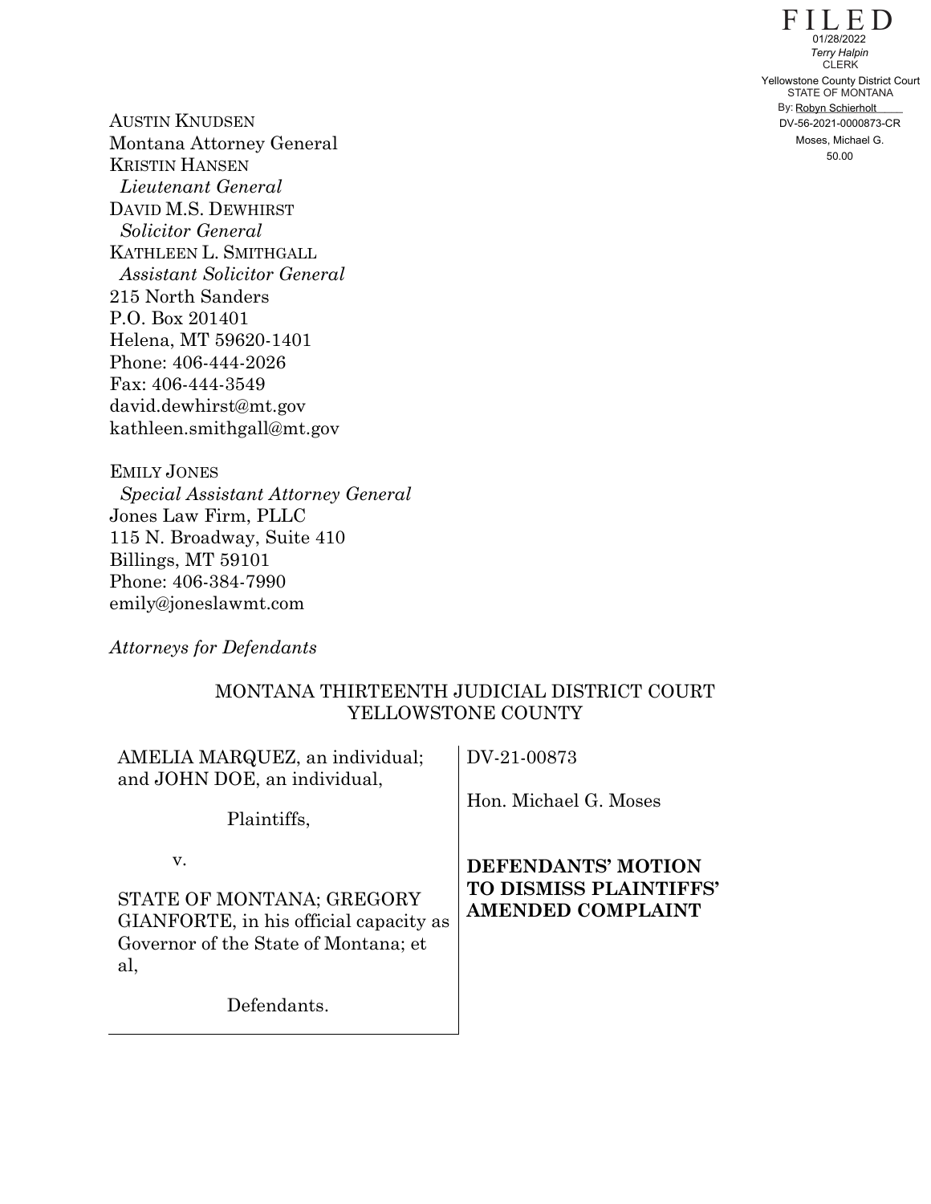FILED
01/28/2022
*Terry Halpin*
CLERK
Yellowstone County District Court
STATE OF MONTANA
By: Robyn Schierholt
DV-56-2021-0000873-CR
Moses, Michael G.
50.00

AUSTIN KNUDSEN
Montana Attorney General
KRISTIN HANSEN
*Lieutenant General*
DAVID M.S. DEWHIRST
*Solicitor General*
KATHLEEN L. SMITHGALL
*Assistant Solicitor General*
215 North Sanders
P.O. Box 201401
Helena, MT 59620-1401
Phone: 406-444-2026
Fax: 406-444-3549
david.dewhirst@mt.gov
kathleen.smithgall@mt.gov

EMILY JONES
*Special Assistant Attorney General*
Jones Law Firm, PLLC
115 N. Broadway, Suite 410
Billings, MT 59101
Phone: 406-384-7990
emily@joneslawmt.com

*Attorneys for Defendants*

MONTANA THIRTEENTH JUDICIAL DISTRICT COURT
YELLOWSTONE COUNTY

| | |
|---|---|
| AMELIA MARQUEZ, an individual; and JOHN DOE, an individual,<br><br>Plaintiffs,<br><br>v.<br><br>STATE OF MONTANA; GREGORY GIANFORTE, in his official capacity as Governor of the State of Montana; et al,<br><br>Defendants. | DV-21-00873<br><br>Hon. Michael G. Moses<br><br>**DEFENDANTS' MOTION TO DISMISS PLAINTIFFS' AMENDED COMPLAINT** |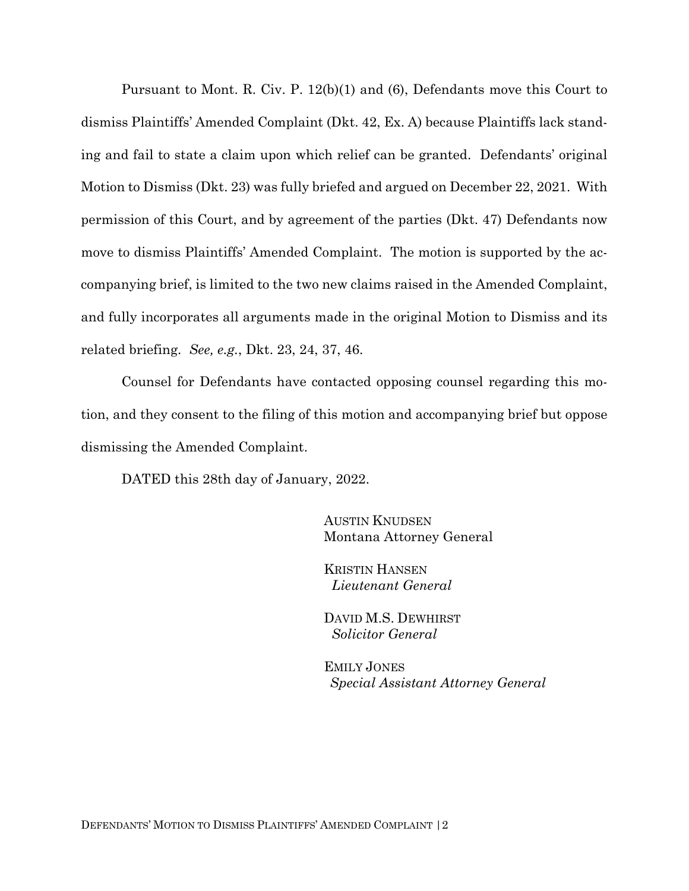Pursuant to Mont. R. Civ. P. 12(b)(1) and (6), Defendants move this Court to dismiss Plaintiffs' Amended Complaint (Dkt. 42, Ex. A) because Plaintiffs lack standing and fail to state a claim upon which relief can be granted. Defendants' original Motion to Dismiss (Dkt. 23) was fully briefed and argued on December 22, 2021. With permission of this Court, and by agreement of the parties (Dkt. 47) Defendants now move to dismiss Plaintiffs' Amended Complaint. The motion is supported by the accompanying brief, is limited to the two new claims raised in the Amended Complaint, and fully incorporates all arguments made in the original Motion to Dismiss and its related briefing. *See, e.g.*, Dkt. 23, 24, 37, 46.

Counsel for Defendants have contacted opposing counsel regarding this motion, and they consent to the filing of this motion and accompanying brief but oppose dismissing the Amended Complaint.

DATED this 28th day of January, 2022.

AUSTIN KNUDSEN
Montana Attorney General

KRISTIN HANSEN
*Lieutenant General*

DAVID M.S. DEWHIRST
*Solicitor General*

EMILY JONES
*Special Assistant Attorney General*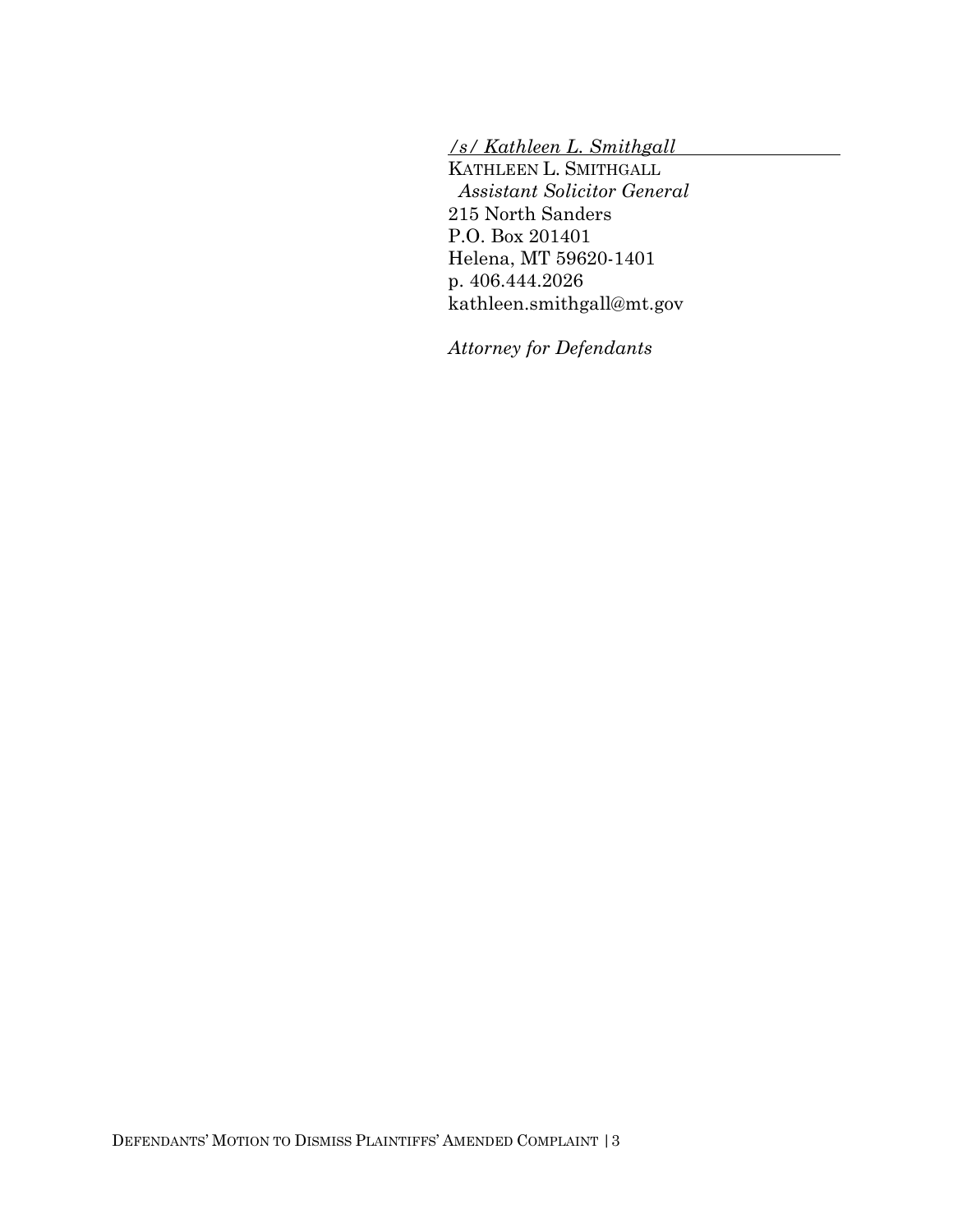*/s/ Kathleen L. Smithgall*

KATHLEEN L. SMITHGALL
*Assistant Solicitor General*
215 North Sanders
P.O. Box 201401
Helena, MT 59620-1401
p. 406.444.2026
kathleen.smithgall@mt.gov

*Attorney for Defendants*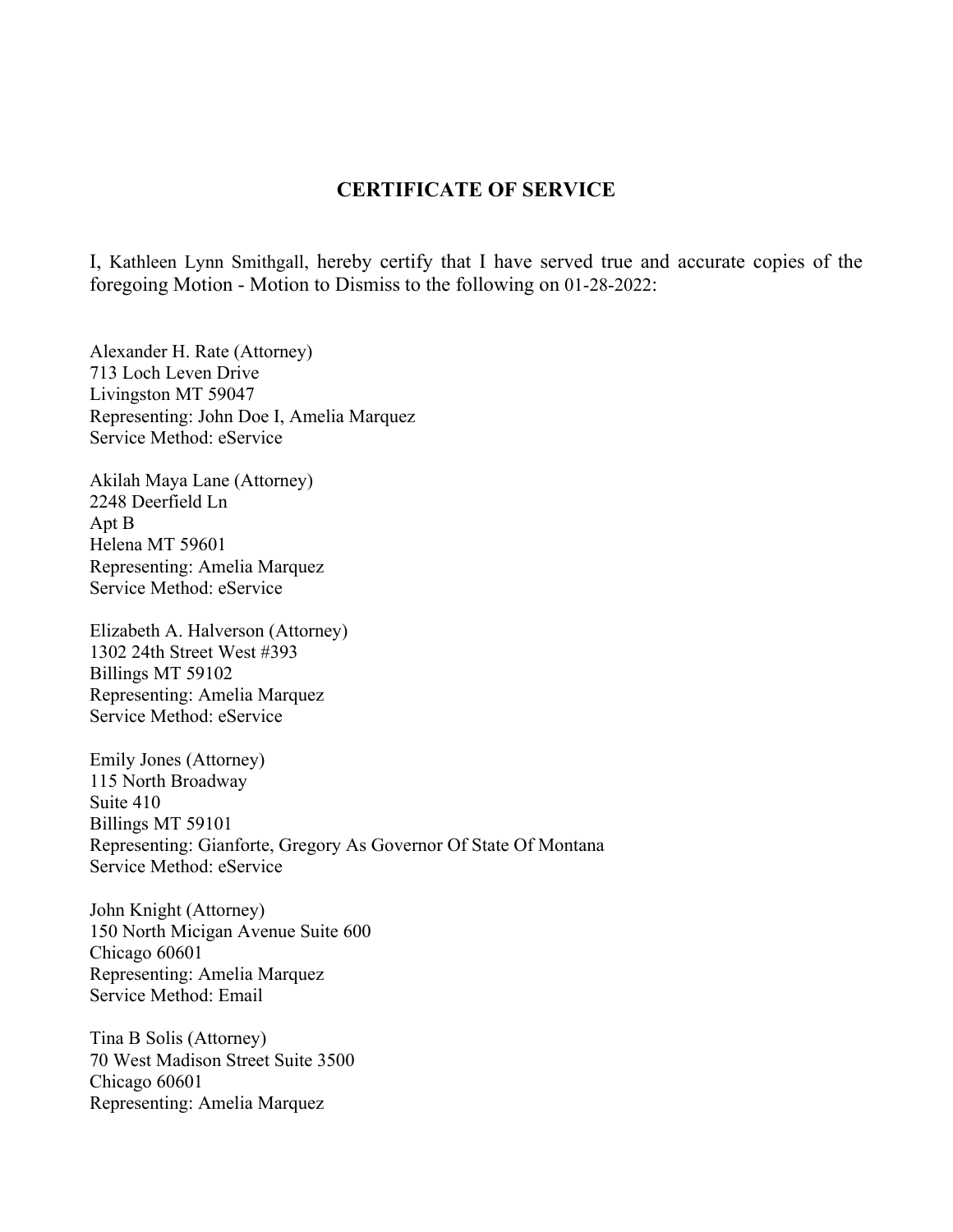## CERTIFICATE OF SERVICE

I, Kathleen Lynn Smithgall, hereby certify that I have served true and accurate copies of the foregoing Motion - Motion to Dismiss to the following on 01-28-2022:

Alexander H. Rate (Attorney)
713 Loch Leven Drive
Livingston MT 59047
Representing: John Doe I, Amelia Marquez
Service Method: eService

Akilah Maya Lane (Attorney)
2248 Deerfield Ln
Apt B
Helena MT 59601
Representing: Amelia Marquez
Service Method: eService

Elizabeth A. Halverson (Attorney)
1302 24th Street West #393
Billings MT 59102
Representing: Amelia Marquez
Service Method: eService

Emily Jones (Attorney)
115 North Broadway
Suite 410
Billings MT 59101
Representing: Gianforte, Gregory As Governor Of State Of Montana
Service Method: eService

John Knight (Attorney)
150 North Micigan Avenue Suite 600
Chicago 60601
Representing: Amelia Marquez
Service Method: Email

Tina B Solis (Attorney)
70 West Madison Street Suite 3500
Chicago 60601
Representing: Amelia Marquez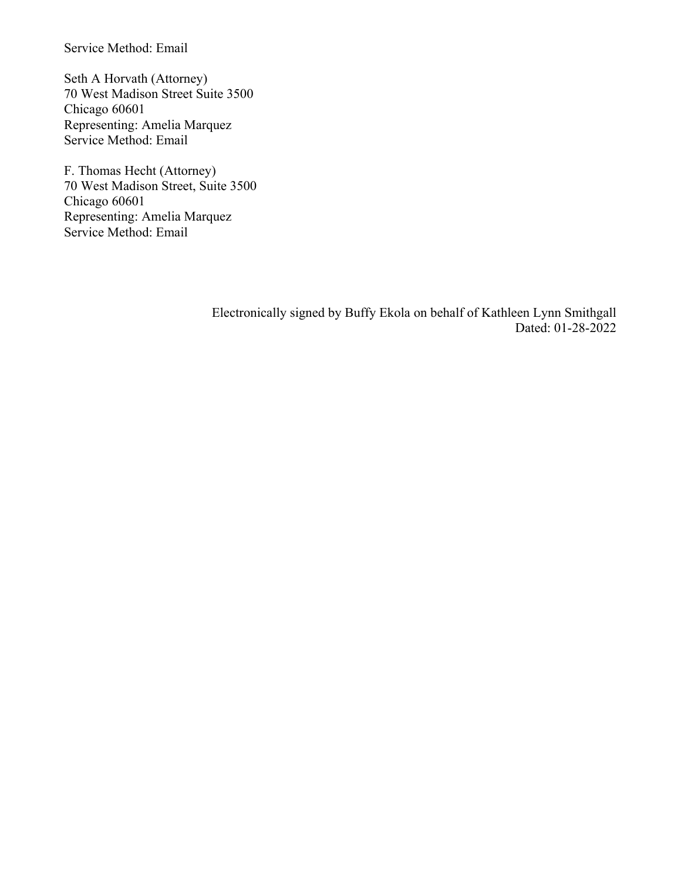Service Method: Email

Seth A Horvath (Attorney)
70 West Madison Street Suite 3500
Chicago 60601
Representing: Amelia Marquez
Service Method: Email

F. Thomas Hecht (Attorney)
70 West Madison Street, Suite 3500
Chicago 60601
Representing: Amelia Marquez
Service Method: Email

Electronically signed by Buffy Ekola on behalf of Kathleen Lynn Smithgall
Dated: 01-28-2022